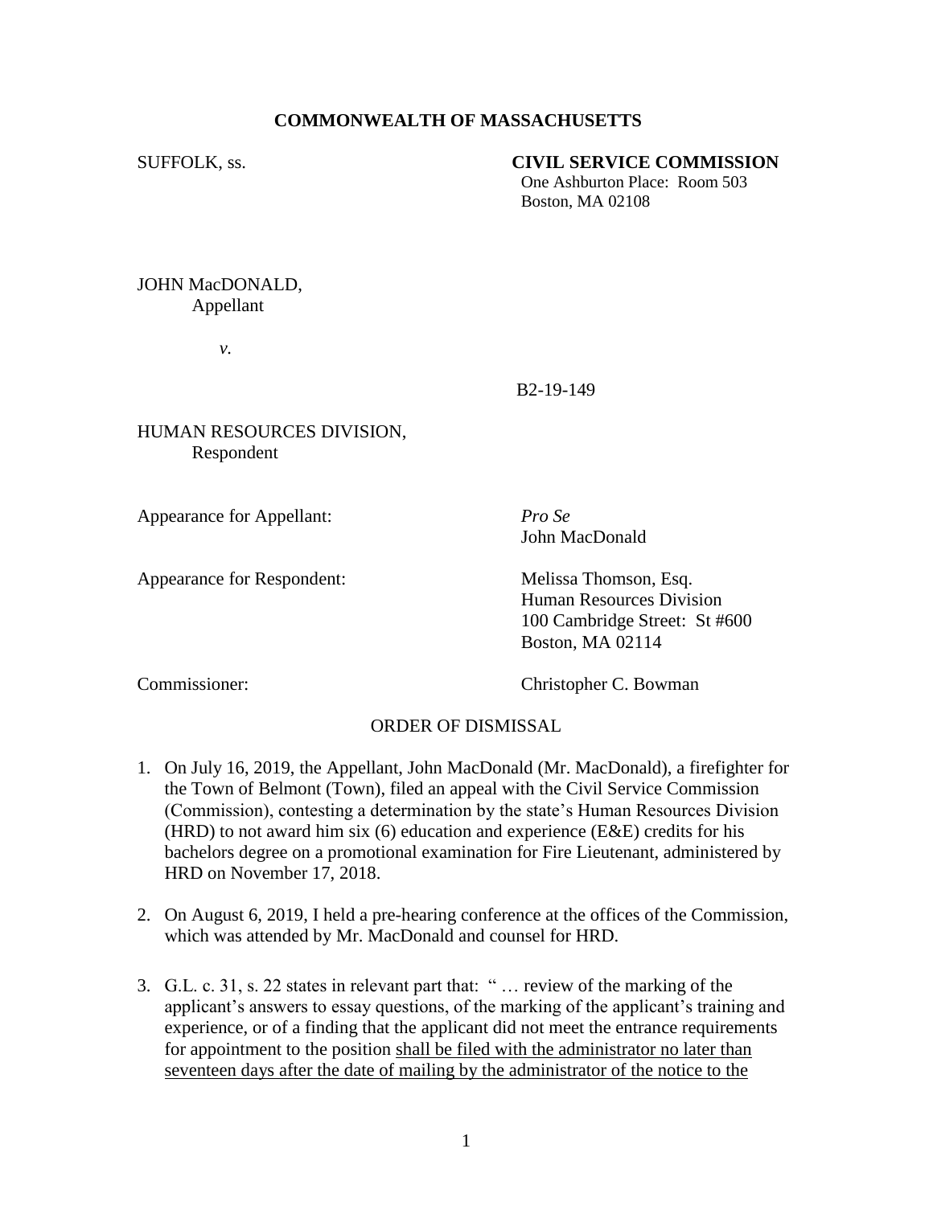**COMMONWEALTH OF MASSACHUSETTS**

SUFFOLK, ss.

**CIVIL SERVICE COMMISSION**
One Ashburton Place: Room 503
Boston, MA 02108

JOHN MacDONALD,
Appellant

*v.*

B2-19-149

HUMAN RESOURCES DIVISION,
Respondent

Appearance for Appellant: *Pro Se*
John MacDonald

Appearance for Respondent: Melissa Thomson, Esq.
Human Resources Division
100 Cambridge Street: St #600
Boston, MA 02114

Commissioner: Christopher C. Bowman

ORDER OF DISMISSAL

1. On July 16, 2019, the Appellant, John MacDonald (Mr. MacDonald), a firefighter for the Town of Belmont (Town), filed an appeal with the Civil Service Commission (Commission), contesting a determination by the state's Human Resources Division (HRD) to not award him six (6) education and experience (E&E) credits for his bachelors degree on a promotional examination for Fire Lieutenant, administered by HRD on November 17, 2018.

2. On August 6, 2019, I held a pre-hearing conference at the offices of the Commission, which was attended by Mr. MacDonald and counsel for HRD.

3. G.L. c. 31, s. 22 states in relevant part that: " … review of the marking of the applicant's answers to essay questions, of the marking of the applicant's training and experience, or of a finding that the applicant did not meet the entrance requirements for appointment to the position <u>shall be filed with the administrator no later than seventeen days after the date of mailing by the administrator of the notice to the</u>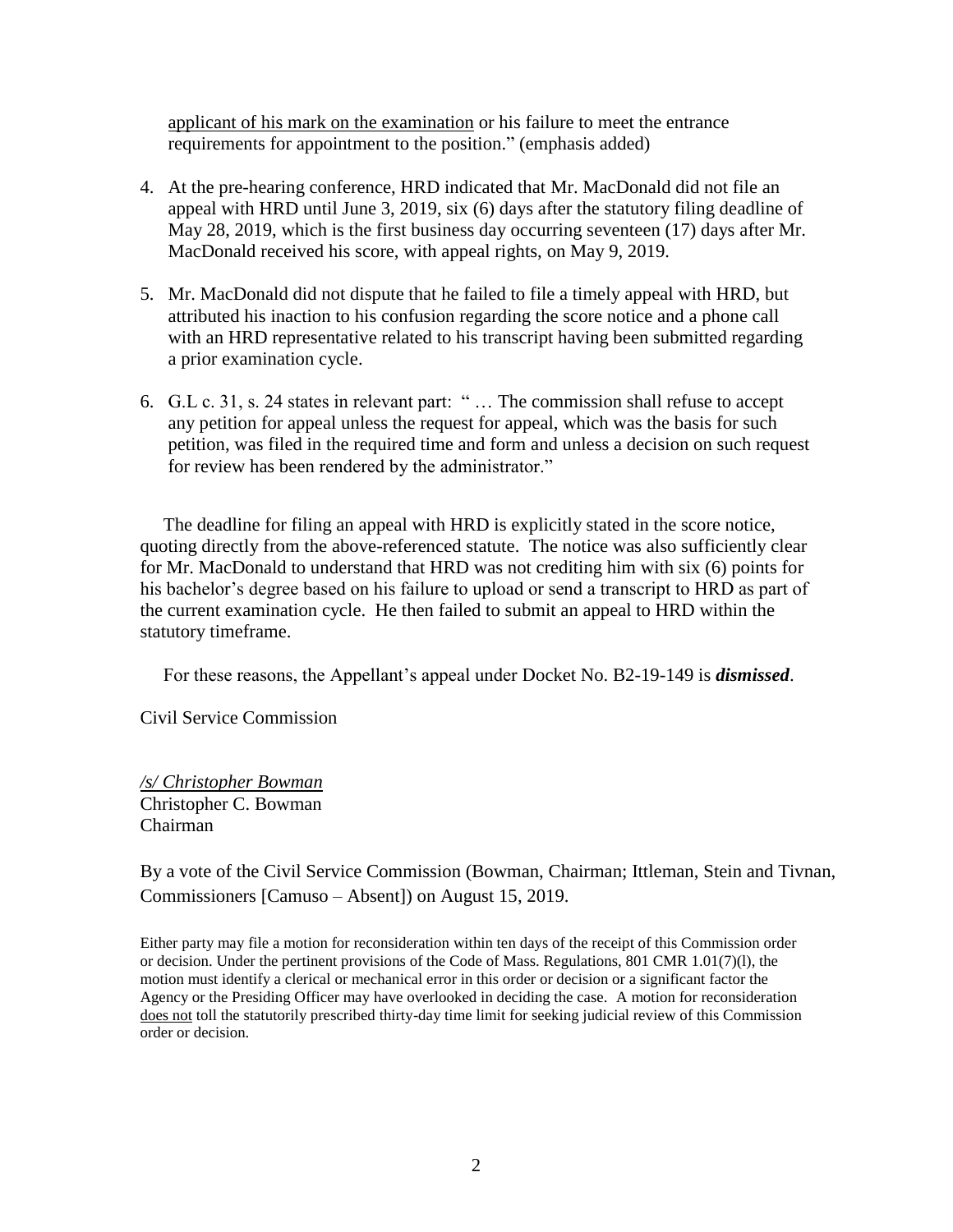applicant of his mark on the examination or his failure to meet the entrance requirements for appointment to the position." (emphasis added)

4. At the pre-hearing conference, HRD indicated that Mr. MacDonald did not file an appeal with HRD until June 3, 2019, six (6) days after the statutory filing deadline of May 28, 2019, which is the first business day occurring seventeen (17) days after Mr. MacDonald received his score, with appeal rights, on May 9, 2019.

5. Mr. MacDonald did not dispute that he failed to file a timely appeal with HRD, but attributed his inaction to his confusion regarding the score notice and a phone call with an HRD representative related to his transcript having been submitted regarding a prior examination cycle.

6. G.L c. 31, s. 24 states in relevant part: " … The commission shall refuse to accept any petition for appeal unless the request for appeal, which was the basis for such petition, was filed in the required time and form and unless a decision on such request for review has been rendered by the administrator."

The deadline for filing an appeal with HRD is explicitly stated in the score notice, quoting directly from the above-referenced statute. The notice was also sufficiently clear for Mr. MacDonald to understand that HRD was not crediting him with six (6) points for his bachelor's degree based on his failure to upload or send a transcript to HRD as part of the current examination cycle. He then failed to submit an appeal to HRD within the statutory timeframe.

For these reasons, the Appellant's appeal under Docket No. B2-19-149 is ***dismissed***.

Civil Service Commission

*/s/ Christopher Bowman*
Christopher C. Bowman
Chairman

By a vote of the Civil Service Commission (Bowman, Chairman; Ittleman, Stein and Tivnan, Commissioners [Camuso – Absent]) on August 15, 2019.

Either party may file a motion for reconsideration within ten days of the receipt of this Commission order or decision. Under the pertinent provisions of the Code of Mass. Regulations, 801 CMR 1.01(7)(l), the motion must identify a clerical or mechanical error in this order or decision or a significant factor the Agency or the Presiding Officer may have overlooked in deciding the case. A motion for reconsideration does not toll the statutorily prescribed thirty-day time limit for seeking judicial review of this Commission order or decision.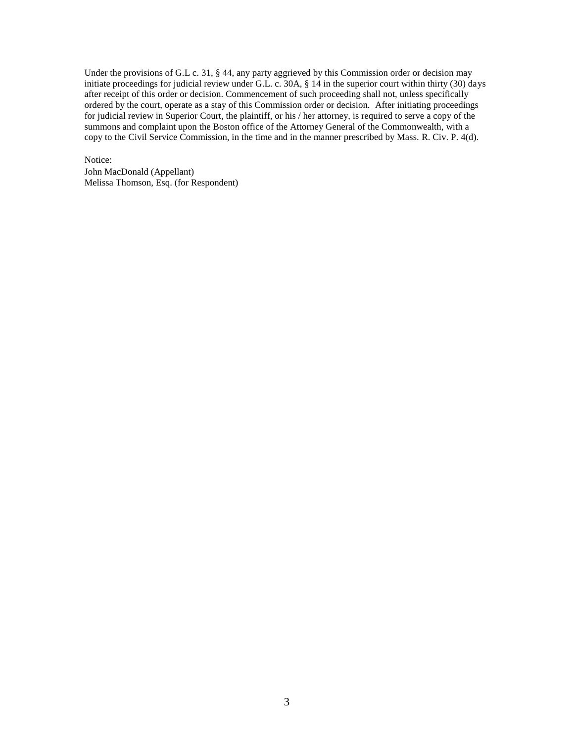Under the provisions of G.L c. 31, § 44, any party aggrieved by this Commission order or decision may initiate proceedings for judicial review under G.L. c. 30A, § 14 in the superior court within thirty (30) days after receipt of this order or decision. Commencement of such proceeding shall not, unless specifically ordered by the court, operate as a stay of this Commission order or decision. After initiating proceedings for judicial review in Superior Court, the plaintiff, or his / her attorney, is required to serve a copy of the summons and complaint upon the Boston office of the Attorney General of the Commonwealth, with a copy to the Civil Service Commission, in the time and in the manner prescribed by Mass. R. Civ. P. 4(d).

Notice:
John MacDonald (Appellant)
Melissa Thomson, Esq. (for Respondent)